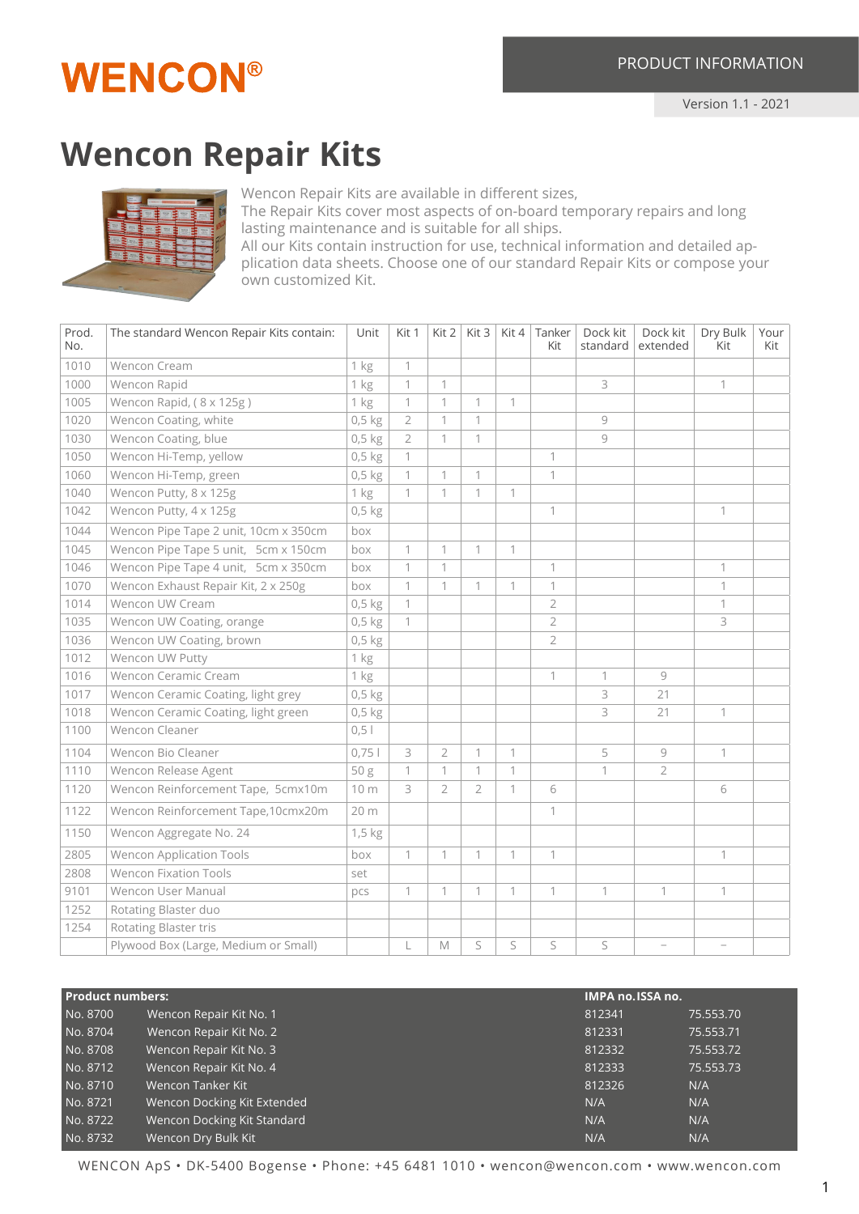# WENCON®

PRODUCT INFORMATION

Version 1.1 - 2021

# Wencon Repair Kits

Wencon Repair Kits are available in different sizes,
The Repair Kits cover most aspects of on-board temporary repairs and long lasting maintenance and is suitable for all ships.
All our Kits contain instruction for use, technical information and detailed application data sheets. Choose one of our standard Repair Kits or compose your own customized Kit.

| Prod. No. | The standard Wencon Repair Kits contain: | Unit | Kit 1 | Kit 2 | Kit 3 | Kit 4 | Tanker Kit | Dock kit standard | Dock kit extended | Dry Bulk Kit | Your Kit |
|---|---|---|---|---|---|---|---|---|---|---|---|
| 1010 | Wencon Cream | 1 kg | 1 | | | | | | | | |
| 1000 | Wencon Rapid | 1 kg | 1 | 1 | | | | 3 | | 1 | |
| 1005 | Wencon Rapid, ( 8 x 125g ) | 1 kg | 1 | 1 | 1 | 1 | | | | | |
| 1020 | Wencon Coating, white | 0,5 kg | 2 | 1 | 1 | | | 9 | | | |
| 1030 | Wencon Coating, blue | 0,5 kg | 2 | 1 | 1 | | | 9 | | | |
| 1050 | Wencon Hi-Temp, yellow | 0,5 kg | 1 | | | | 1 | | | | |
| 1060 | Wencon Hi-Temp, green | 0,5 kg | 1 | 1 | 1 | | 1 | | | | |
| 1040 | Wencon Putty, 8 x 125g | 1 kg | 1 | 1 | 1 | 1 | | | | | |
| 1042 | Wencon Putty, 4 x 125g | 0,5 kg | | | | | 1 | | | 1 | |
| 1044 | Wencon Pipe Tape 2 unit, 10cm x 350cm | box | | | | | | | | | |
| 1045 | Wencon Pipe Tape 5 unit, 5cm x 150cm | box | 1 | 1 | 1 | 1 | | | | | |
| 1046 | Wencon Pipe Tape 4 unit, 5cm x 350cm | box | 1 | 1 | | | 1 | | | 1 | |
| 1070 | Wencon Exhaust Repair Kit, 2 x 250g | box | 1 | 1 | 1 | 1 | 1 | | | 1 | |
| 1014 | Wencon UW Cream | 0,5 kg | 1 | | | | 2 | | | 1 | |
| 1035 | Wencon UW Coating, orange | 0,5 kg | 1 | | | | 2 | | | 3 | |
| 1036 | Wencon UW Coating, brown | 0,5 kg | | | | | 2 | | | | |
| 1012 | Wencon UW Putty | 1 kg | | | | | | | | | |
| 1016 | Wencon Ceramic Cream | 1 kg | | | | | 1 | 1 | 9 | | |
| 1017 | Wencon Ceramic Coating, light grey | 0,5 kg | | | | | | 3 | 21 | | |
| 1018 | Wencon Ceramic Coating, light green | 0,5 kg | | | | | | 3 | 21 | 1 | |
| 1100 | Wencon Cleaner | 0,5 l | | | | | | | | | |
| 1104 | Wencon Bio Cleaner | 0,75 l | 3 | 2 | 1 | 1 | | 5 | 9 | 1 | |
| 1110 | Wencon Release Agent | 50 g | 1 | 1 | 1 | 1 | | 1 | 2 | | |
| 1120 | Wencon Reinforcement Tape, 5cmx10m | 10 m | 3 | 2 | 2 | 1 | 6 | | | 6 | |
| 1122 | Wencon Reinforcement Tape,10cmx20m | 20 m | | | | | 1 | | | | |
| 1150 | Wencon Aggregate No. 24 | 1,5 kg | | | | | | | | | |
| 2805 | Wencon Application Tools | box | 1 | 1 | 1 | 1 | 1 | | | 1 | |
| 2808 | Wencon Fixation Tools | set | | | | | | | | | |
| 9101 | Wencon User Manual | pcs | 1 | 1 | 1 | 1 | 1 | 1 | 1 | 1 | |
| 1252 | Rotating Blaster duo | | | | | | | | | | |
| 1254 | Rotating Blaster tris | | | | | | | | | | |
| | Plywood Box (Large, Medium or Small) | | L | M | S | S | S | S | – | – | |

| Product numbers: | | IMPA no. | ISSA no. |
|---|---|---|---|
| No. 8700 | Wencon Repair Kit No. 1 | 812341 | 75.553.70 |
| No. 8704 | Wencon Repair Kit No. 2 | 812331 | 75.553.71 |
| No. 8708 | Wencon Repair Kit No. 3 | 812332 | 75.553.72 |
| No. 8712 | Wencon Repair Kit No. 4 | 812333 | 75.553.73 |
| No. 8710 | Wencon Tanker Kit | 812326 | N/A |
| No. 8721 | Wencon Docking Kit Extended | N/A | N/A |
| No. 8722 | Wencon Docking Kit Standard | N/A | N/A |
| No. 8732 | Wencon Dry Bulk Kit | N/A | N/A |

WENCON ApS • DK-5400 Bogense • Phone: +45 6481 1010 • wencon@wencon.com • www.wencon.com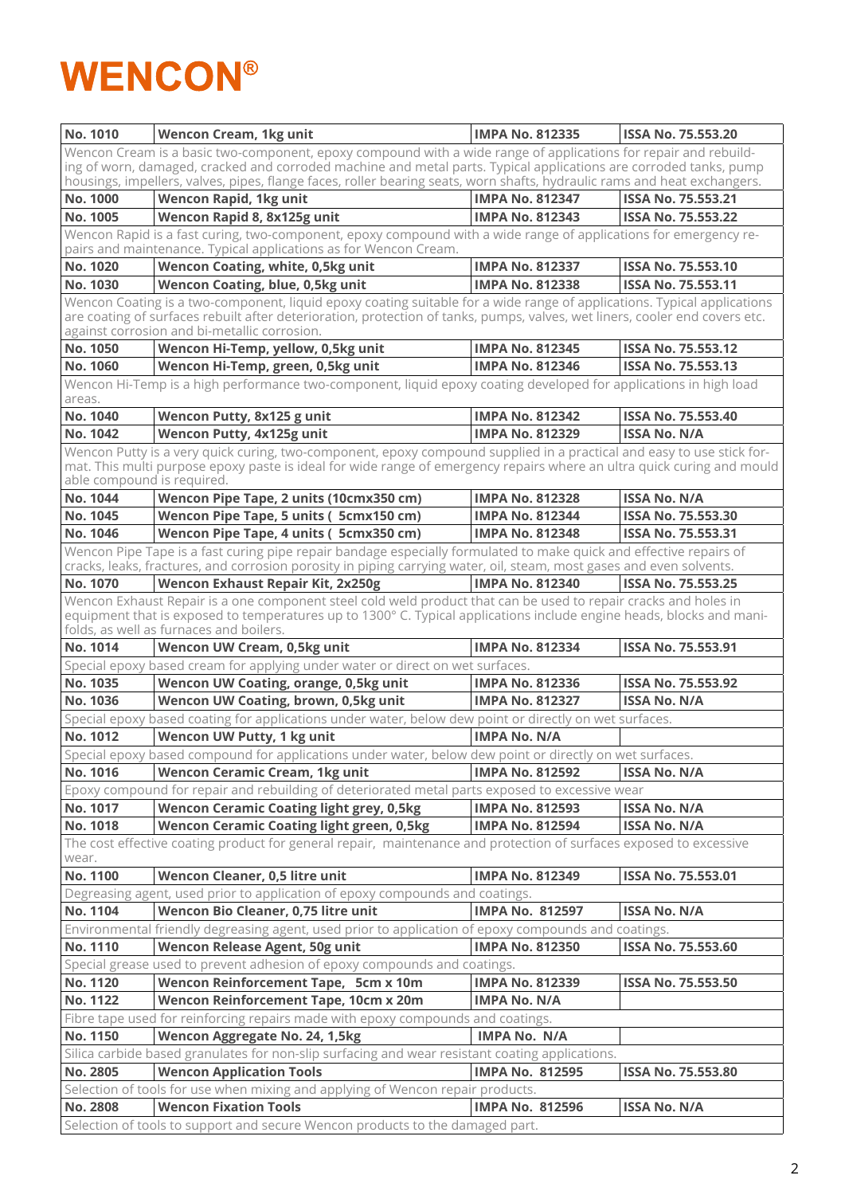# WENCON®

| | | | |
|---|---|---|---|
| **No. 1010** | **Wencon Cream, 1kg unit** | **IMPA No. 812335** | **ISSA No. 75.553.20** |
| Wencon Cream is a basic two-component, epoxy compound with a wide range of applications for repair and rebuilding of worn, damaged, cracked and corroded machine and metal parts. Typical applications are corroded tanks, pump housings, impellers, valves, pipes, flange faces, roller bearing seats, worn shafts, hydraulic rams and heat exchangers. | | | |
| **No. 1000** | **Wencon Rapid, 1kg unit** | **IMPA No. 812347** | **ISSA No. 75.553.21** |
| **No. 1005** | **Wencon Rapid 8, 8x125g unit** | **IMPA No. 812343** | **ISSA No. 75.553.22** |
| Wencon Rapid is a fast curing, two-component, epoxy compound with a wide range of applications for emergency repairs and maintenance. Typical applications as for Wencon Cream. | | | |
| **No. 1020** | **Wencon Coating, white, 0,5kg unit** | **IMPA No. 812337** | **ISSA No. 75.553.10** |
| **No. 1030** | **Wencon Coating, blue, 0,5kg unit** | **IMPA No. 812338** | **ISSA No. 75.553.11** |
| Wencon Coating is a two-component, liquid epoxy coating suitable for a wide range of applications. Typical applications are coating of surfaces rebuilt after deterioration, protection of tanks, pumps, valves, wet liners, cooler end covers etc. against corrosion and bi-metallic corrosion. | | | |
| **No. 1050** | **Wencon Hi-Temp, yellow, 0,5kg unit** | **IMPA No. 812345** | **ISSA No. 75.553.12** |
| **No. 1060** | **Wencon Hi-Temp, green, 0,5kg unit** | **IMPA No. 812346** | **ISSA No. 75.553.13** |
| Wencon Hi-Temp is a high performance two-component, liquid epoxy coating developed for applications in high load areas. | | | |
| **No. 1040** | **Wencon Putty, 8x125 g unit** | **IMPA No. 812342** | **ISSA No. 75.553.40** |
| **No. 1042** | **Wencon Putty, 4x125g unit** | **IMPA No. 812329** | **ISSA No. N/A** |
| Wencon Putty is a very quick curing, two-component, epoxy compound supplied in a practical and easy to use stick format. This multi purpose epoxy paste is ideal for wide range of emergency repairs where an ultra quick curing and mouldable compound is required. | | | |
| **No. 1044** | **Wencon Pipe Tape, 2 units (10cmx350 cm)** | **IMPA No. 812328** | **ISSA No. N/A** |
| **No. 1045** | **Wencon Pipe Tape, 5 units ( 5cmx150 cm)** | **IMPA No. 812344** | **ISSA No. 75.553.30** |
| **No. 1046** | **Wencon Pipe Tape, 4 units ( 5cmx350 cm)** | **IMPA No. 812348** | **ISSA No. 75.553.31** |
| Wencon Pipe Tape is a fast curing pipe repair bandage especially formulated to make quick and effective repairs of cracks, leaks, fractures, and corrosion porosity in piping carrying water, oil, steam, most gases and even solvents. | | | |
| **No. 1070** | **Wencon Exhaust Repair Kit, 2x250g** | **IMPA No. 812340** | **ISSA No. 75.553.25** |
| Wencon Exhaust Repair is a one component steel cold weld product that can be used to repair cracks and holes in equipment that is exposed to temperatures up to 1300° C. Typical applications include engine heads, blocks and manifolds, as well as furnaces and boilers. | | | |
| **No. 1014** | **Wencon UW Cream, 0,5kg unit** | **IMPA No. 812334** | **ISSA No. 75.553.91** |
| Special epoxy based cream for applying under water or direct on wet surfaces. | | | |
| **No. 1035** | **Wencon UW Coating, orange, 0,5kg unit** | **IMPA No. 812336** | **ISSA No. 75.553.92** |
| **No. 1036** | **Wencon UW Coating, brown, 0,5kg unit** | **IMPA No. 812327** | **ISSA No. N/A** |
| Special epoxy based coating for applications under water, below dew point or directly on wet surfaces. | | | |
| **No. 1012** | **Wencon UW Putty, 1 kg unit** | **IMPA No. N/A** | |
| Special epoxy based compound for applications under water, below dew point or directly on wet surfaces. | | | |
| **No. 1016** | **Wencon Ceramic Cream, 1kg unit** | **IMPA No. 812592** | **ISSA No. N/A** |
| Epoxy compound for repair and rebuilding of deteriorated metal parts exposed to excessive wear | | | |
| **No. 1017** | **Wencon Ceramic Coating light grey, 0,5kg** | **IMPA No. 812593** | **ISSA No. N/A** |
| **No. 1018** | **Wencon Ceramic Coating light green, 0,5kg** | **IMPA No. 812594** | **ISSA No. N/A** |
| The cost effective coating product for general repair, maintenance and protection of surfaces exposed to excessive wear. | | | |
| **No. 1100** | **Wencon Cleaner, 0,5 litre unit** | **IMPA No. 812349** | **ISSA No. 75.553.01** |
| Degreasing agent, used prior to application of epoxy compounds and coatings. | | | |
| **No. 1104** | **Wencon Bio Cleaner, 0,75 litre unit** | **IMPA No. 812597** | **ISSA No. N/A** |
| Environmental friendly degreasing agent, used prior to application of epoxy compounds and coatings. | | | |
| **No. 1110** | **Wencon Release Agent, 50g unit** | **IMPA No. 812350** | **ISSA No. 75.553.60** |
| Special grease used to prevent adhesion of epoxy compounds and coatings. | | | |
| **No. 1120** | **Wencon Reinforcement Tape, 5cm x 10m** | **IMPA No. 812339** | **ISSA No. 75.553.50** |
| **No. 1122** | **Wencon Reinforcement Tape, 10cm x 20m** | **IMPA No. N/A** | |
| Fibre tape used for reinforcing repairs made with epoxy compounds and coatings. | | | |
| **No. 1150** | **Wencon Aggregate No. 24, 1,5kg** | **IMPA No. N/A** | |
| Silica carbide based granulates for non-slip surfacing and wear resistant coating applications. | | | |
| **No. 2805** | **Wencon Application Tools** | **IMPA No. 812595** | **ISSA No. 75.553.80** |
| Selection of tools for use when mixing and applying of Wencon repair products. | | | |
| **No. 2808** | **Wencon Fixation Tools** | **IMPA No. 812596** | **ISSA No. N/A** |
| Selection of tools to support and secure Wencon products to the damaged part. | | | |